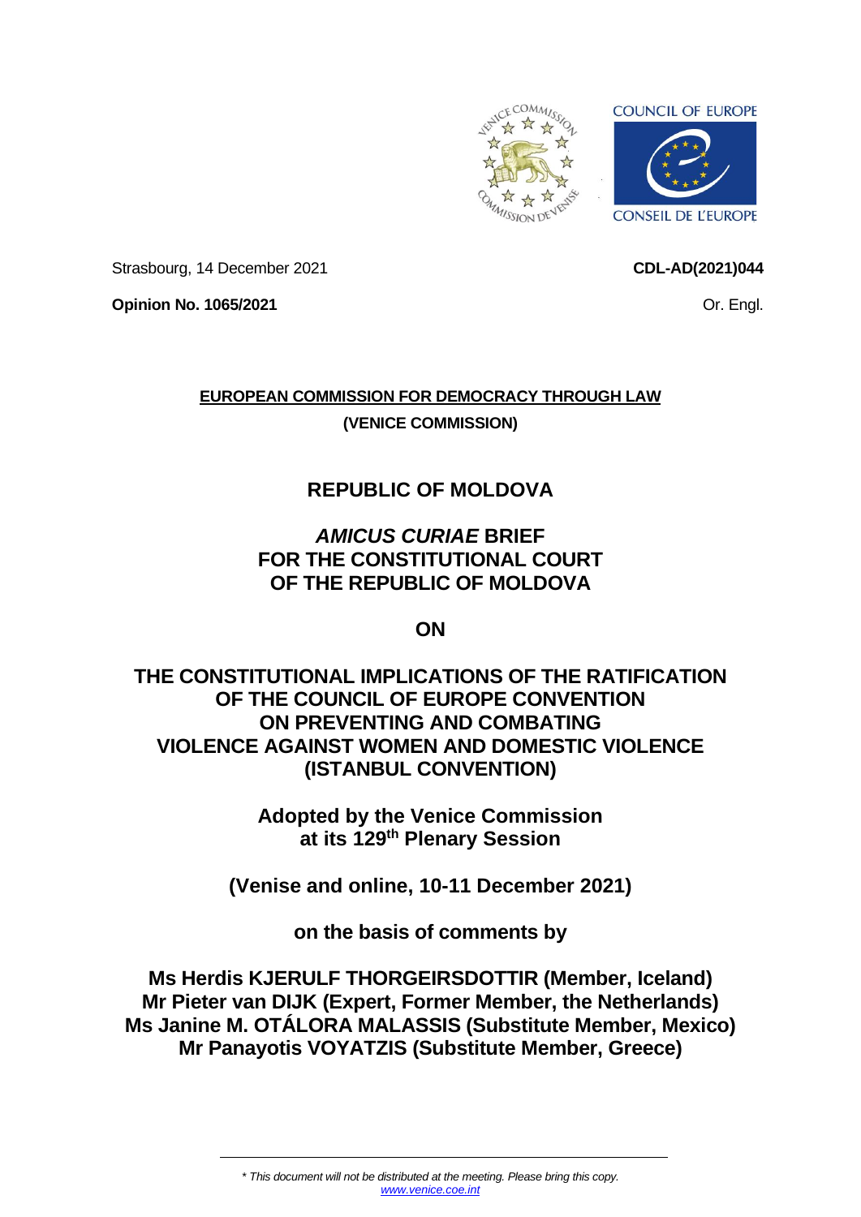Strasbourg, 14 December 2021

**CDL-AD(2021)044**

**Opinion No. 1065/2021**

Or. Engl.

**EUROPEAN COMMISSION FOR DEMOCRACY THROUGH LAW**

**(VENICE COMMISSION)**

# REPUBLIC OF MOLDOVA

# *AMICUS CURIAE* BRIEF FOR THE CONSTITUTIONAL COURT OF THE REPUBLIC OF MOLDOVA

# ON

# THE CONSTITUTIONAL IMPLICATIONS OF THE RATIFICATION OF THE COUNCIL OF EUROPE CONVENTION ON PREVENTING AND COMBATING VIOLENCE AGAINST WOMEN AND DOMESTIC VIOLENCE (ISTANBUL CONVENTION)

**Adopted by the Venice Commission at its 129th Plenary Session**

**(Venise and online, 10-11 December 2021)**

**on the basis of comments by**

**Ms Herdis KJERULF THORGEIRSDOTTIR (Member, Iceland)**
**Mr Pieter van DIJK (Expert, Former Member, the Netherlands)**
**Ms Janine M. OTÁLORA MALASSIS (Substitute Member, Mexico)**
**Mr Panayotis VOYATZIS (Substitute Member, Greece)**

\* *This document will not be distributed at the meeting. Please bring this copy.*
www.venice.coe.int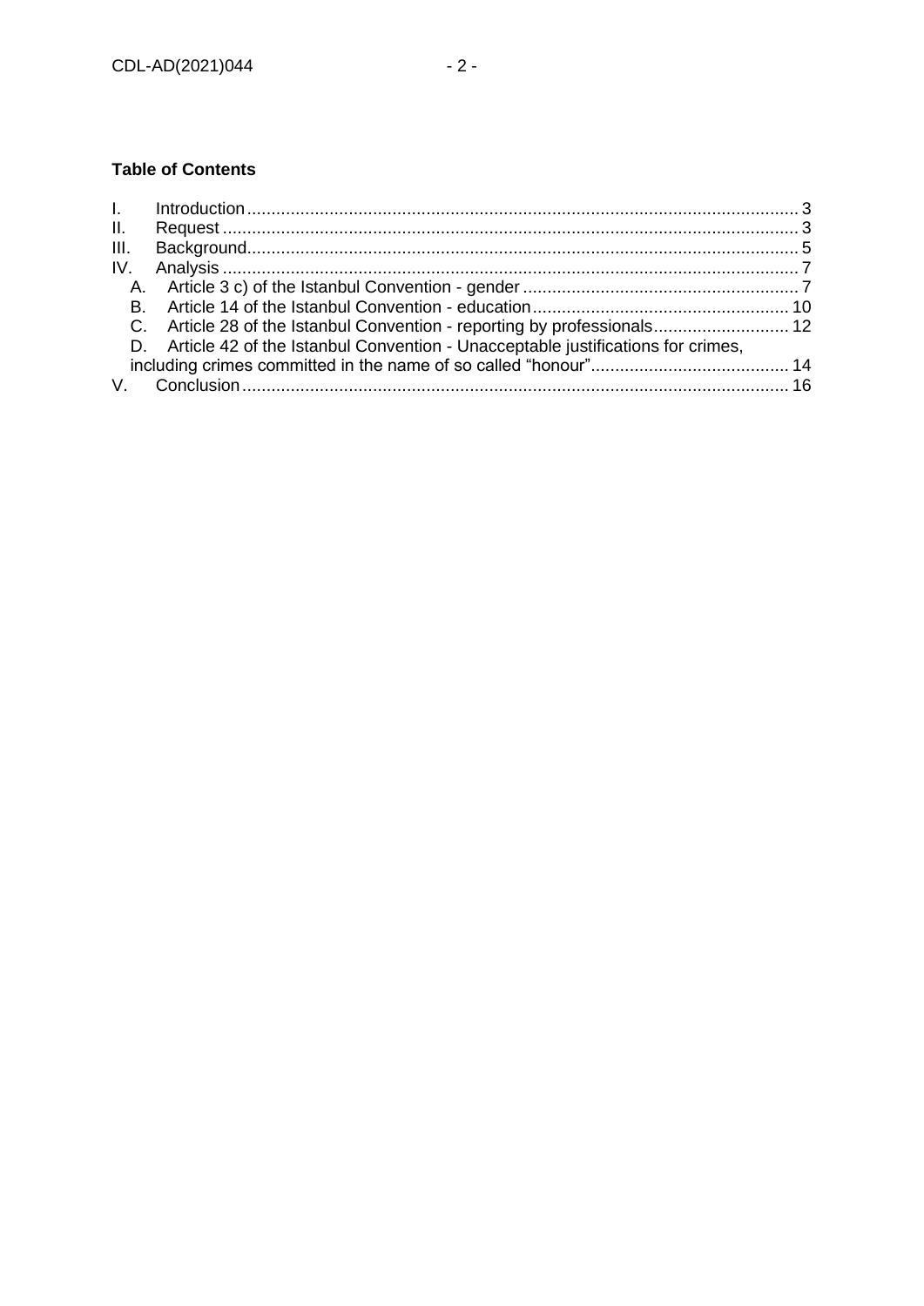**Table of Contents**

- I. Introduction .......... 3
- II. Request .......... 3
- III. Background .......... 5
- IV. Analysis .......... 7
  - A. Article 3 c) of the Istanbul Convention - gender .......... 7
  - B. Article 14 of the Istanbul Convention - education .......... 10
  - C. Article 28 of the Istanbul Convention - reporting by professionals .......... 12
  - D. Article 42 of the Istanbul Convention - Unacceptable justifications for crimes, including crimes committed in the name of so called "honour" .......... 14
- V. Conclusion .......... 16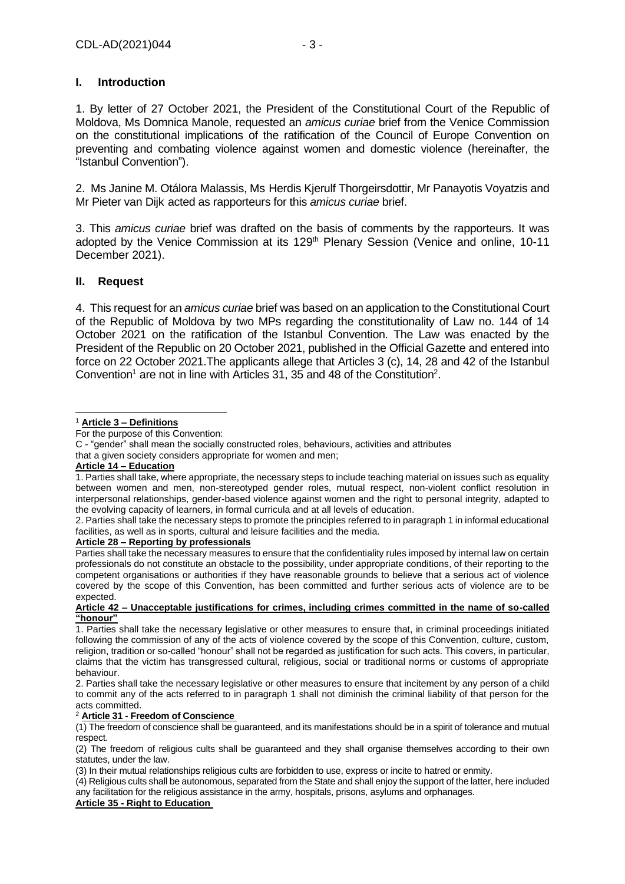## I. Introduction

1. By letter of 27 October 2021, the President of the Constitutional Court of the Republic of Moldova, Ms Domnica Manole, requested an *amicus curiae* brief from the Venice Commission on the constitutional implications of the ratification of the Council of Europe Convention on preventing and combating violence against women and domestic violence (hereinafter, the "Istanbul Convention").

2. Ms Janine M. Otálora Malassis, Ms Herdis Kjerulf Thorgeirsdottir, Mr Panayotis Voyatzis and Mr Pieter van Dijk acted as rapporteurs for this *amicus curiae* brief.

3. This *amicus curiae* brief was drafted on the basis of comments by the rapporteurs. It was adopted by the Venice Commission at its 129th Plenary Session (Venice and online, 10-11 December 2021).

## II. Request

4. This request for an *amicus curiae* brief was based on an application to the Constitutional Court of the Republic of Moldova by two MPs regarding the constitutionality of Law no. 144 of 14 October 2021 on the ratification of the Istanbul Convention. The Law was enacted by the President of the Republic on 20 October 2021, published in the Official Gazette and entered into force on 22 October 2021.The applicants allege that Articles 3 (c), 14, 28 and 42 of the Istanbul Convention[1] are not in line with Articles 31, 35 and 48 of the Constitution[2].

---

[1] **Article 3 – Definitions**

For the purpose of this Convention:

C - "gender" shall mean the socially constructed roles, behaviours, activities and attributes that a given society considers appropriate for women and men;

**Article 14 – Education**

1. Parties shall take, where appropriate, the necessary steps to include teaching material on issues such as equality between women and men, non-stereotyped gender roles, mutual respect, non-violent conflict resolution in interpersonal relationships, gender-based violence against women and the right to personal integrity, adapted to the evolving capacity of learners, in formal curricula and at all levels of education.

2. Parties shall take the necessary steps to promote the principles referred to in paragraph 1 in informal educational facilities, as well as in sports, cultural and leisure facilities and the media.

**Article 28 – Reporting by professionals**

Parties shall take the necessary measures to ensure that the confidentiality rules imposed by internal law on certain professionals do not constitute an obstacle to the possibility, under appropriate conditions, of their reporting to the competent organisations or authorities if they have reasonable grounds to believe that a serious act of violence covered by the scope of this Convention, has been committed and further serious acts of violence are to be expected.

**Article 42 – Unacceptable justifications for crimes, including crimes committed in the name of so-called "honour"**

1. Parties shall take the necessary legislative or other measures to ensure that, in criminal proceedings initiated following the commission of any of the acts of violence covered by the scope of this Convention, culture, custom, religion, tradition or so-called "honour" shall not be regarded as justification for such acts. This covers, in particular, claims that the victim has transgressed cultural, religious, social or traditional norms or customs of appropriate behaviour.

2. Parties shall take the necessary legislative or other measures to ensure that incitement by any person of a child to commit any of the acts referred to in paragraph 1 shall not diminish the criminal liability of that person for the acts committed.

[2] **Article 31 - Freedom of Conscience**

(1) The freedom of conscience shall be guaranteed, and its manifestations should be in a spirit of tolerance and mutual respect.

(2) The freedom of religious cults shall be guaranteed and they shall organise themselves according to their own statutes, under the law.

(3) In their mutual relationships religious cults are forbidden to use, express or incite to hatred or enmity.

(4) Religious cults shall be autonomous, separated from the State and shall enjoy the support of the latter, here included any facilitation for the religious assistance in the army, hospitals, prisons, asylums and orphanages.

**Article 35 - Right to Education**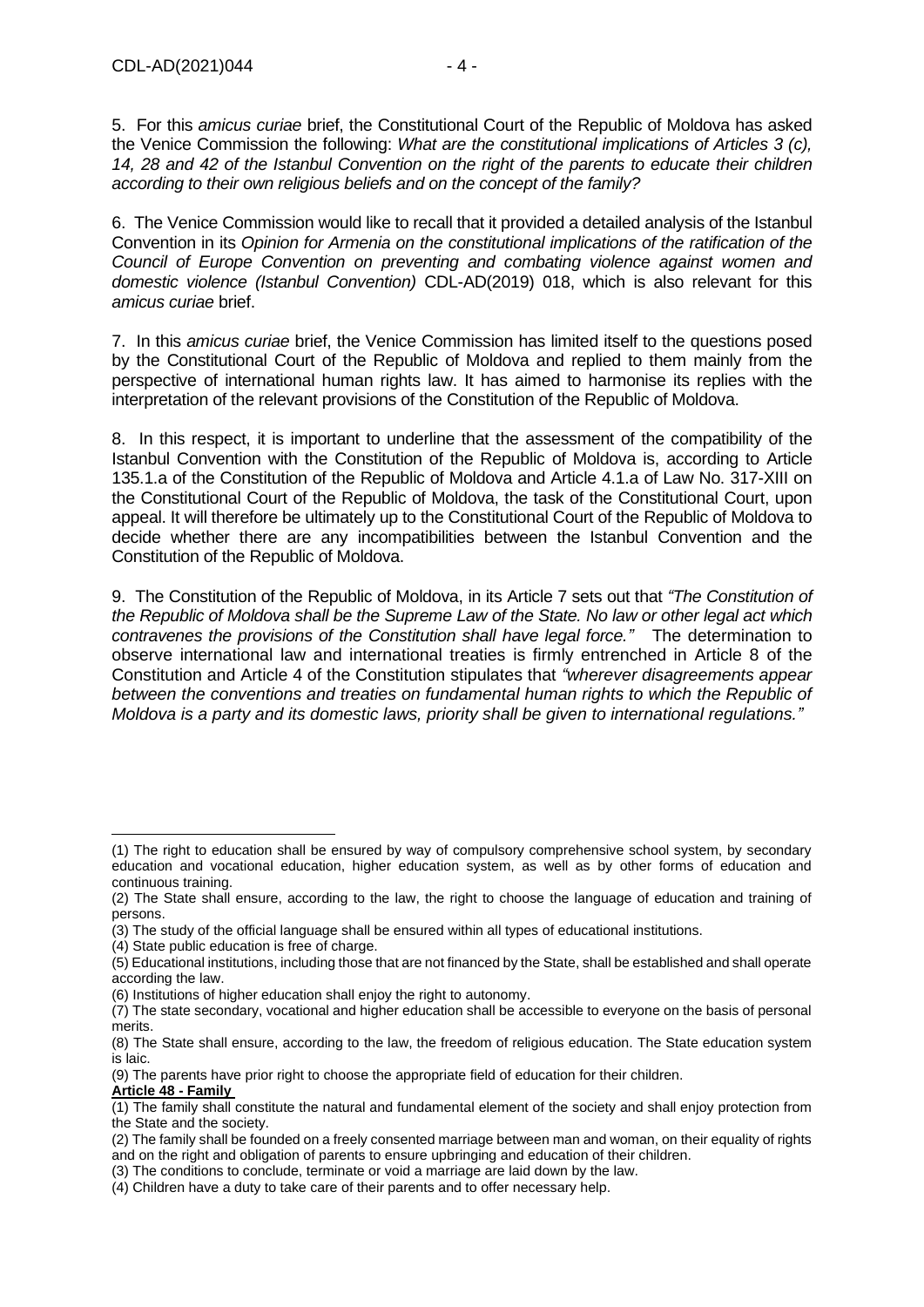5. For this *amicus curiae* brief, the Constitutional Court of the Republic of Moldova has asked the Venice Commission the following: *What are the constitutional implications of Articles 3 (c), 14, 28 and 42 of the Istanbul Convention on the right of the parents to educate their children according to their own religious beliefs and on the concept of the family?*

6. The Venice Commission would like to recall that it provided a detailed analysis of the Istanbul Convention in its *Opinion for Armenia on the constitutional implications of the ratification of the Council of Europe Convention on preventing and combating violence against women and domestic violence (Istanbul Convention)* CDL-AD(2019) 018, which is also relevant for this *amicus curiae* brief.

7. In this *amicus curiae* brief, the Venice Commission has limited itself to the questions posed by the Constitutional Court of the Republic of Moldova and replied to them mainly from the perspective of international human rights law. It has aimed to harmonise its replies with the interpretation of the relevant provisions of the Constitution of the Republic of Moldova.

8. In this respect, it is important to underline that the assessment of the compatibility of the Istanbul Convention with the Constitution of the Republic of Moldova is, according to Article 135.1.a of the Constitution of the Republic of Moldova and Article 4.1.a of Law No. 317-XIII on the Constitutional Court of the Republic of Moldova, the task of the Constitutional Court, upon appeal. It will therefore be ultimately up to the Constitutional Court of the Republic of Moldova to decide whether there are any incompatibilities between the Istanbul Convention and the Constitution of the Republic of Moldova.

9. The Constitution of the Republic of Moldova, in its Article 7 sets out that *"The Constitution of the Republic of Moldova shall be the Supreme Law of the State. No law or other legal act which contravenes the provisions of the Constitution shall have legal force."* The determination to observe international law and international treaties is firmly entrenched in Article 8 of the Constitution and Article 4 of the Constitution stipulates that *"wherever disagreements appear between the conventions and treaties on fundamental human rights to which the Republic of Moldova is a party and its domestic laws, priority shall be given to international regulations."*

---

(1) The right to education shall be ensured by way of compulsory comprehensive school system, by secondary education and vocational education, higher education system, as well as by other forms of education and continuous training.
(2) The State shall ensure, according to the law, the right to choose the language of education and training of persons.
(3) The study of the official language shall be ensured within all types of educational institutions.
(4) State public education is free of charge.
(5) Educational institutions, including those that are not financed by the State, shall be established and shall operate according the law.
(6) Institutions of higher education shall enjoy the right to autonomy.
(7) The state secondary, vocational and higher education shall be accessible to everyone on the basis of personal merits.
(8) The State shall ensure, according to the law, the freedom of religious education. The State education system is laic.
(9) The parents have prior right to choose the appropriate field of education for their children.

**Article 48 - Family**

(1) The family shall constitute the natural and fundamental element of the society and shall enjoy protection from the State and the society.
(2) The family shall be founded on a freely consented marriage between man and woman, on their equality of rights and on the right and obligation of parents to ensure upbringing and education of their children.
(3) The conditions to conclude, terminate or void a marriage are laid down by the law.
(4) Children have a duty to take care of their parents and to offer necessary help.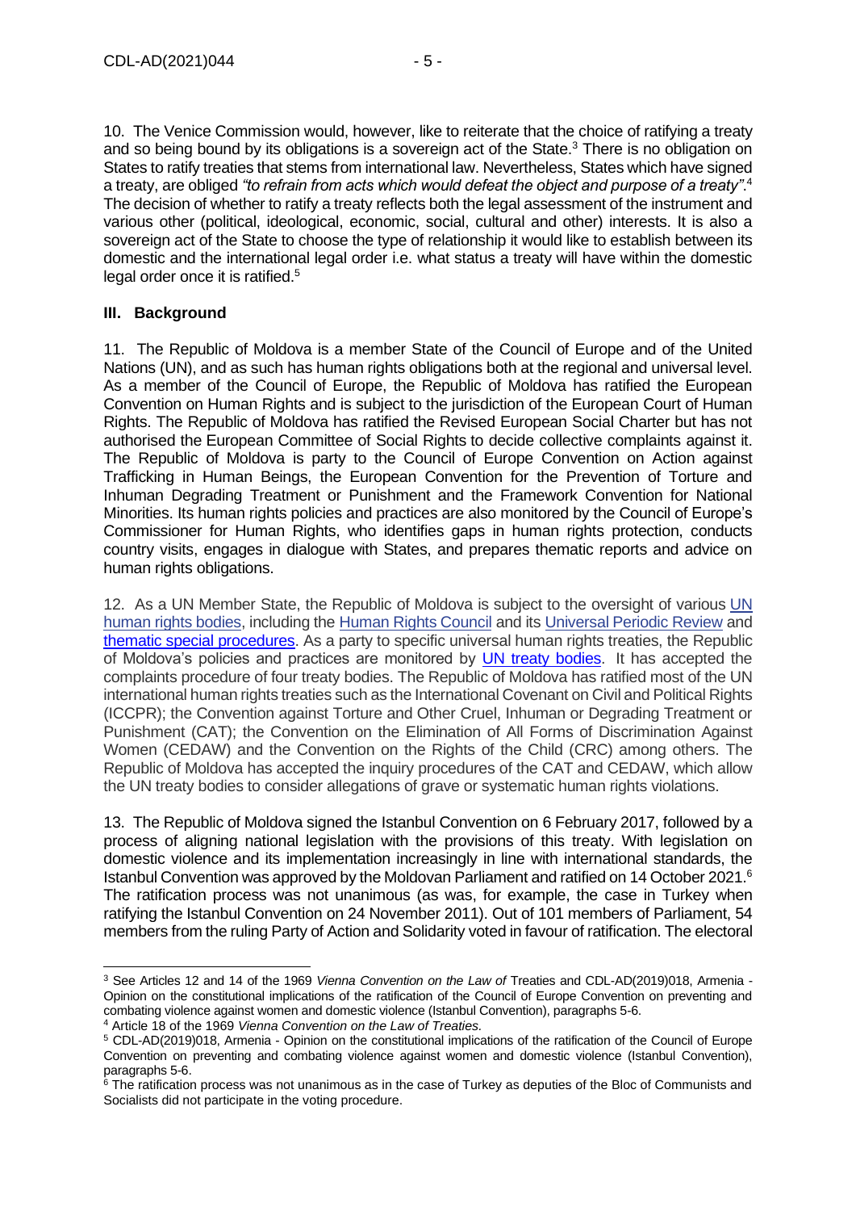10. The Venice Commission would, however, like to reiterate that the choice of ratifying a treaty and so being bound by its obligations is a sovereign act of the State.[3] There is no obligation on States to ratify treaties that stems from international law. Nevertheless, States which have signed a treaty, are obliged *"to refrain from acts which would defeat the object and purpose of a treaty"*.[4] The decision of whether to ratify a treaty reflects both the legal assessment of the instrument and various other (political, ideological, economic, social, cultural and other) interests. It is also a sovereign act of the State to choose the type of relationship it would like to establish between its domestic and the international legal order i.e. what status a treaty will have within the domestic legal order once it is ratified.[5]

## III. Background

11. The Republic of Moldova is a member State of the Council of Europe and of the United Nations (UN), and as such has human rights obligations both at the regional and universal level. As a member of the Council of Europe, the Republic of Moldova has ratified the European Convention on Human Rights and is subject to the jurisdiction of the European Court of Human Rights. The Republic of Moldova has ratified the Revised European Social Charter but has not authorised the European Committee of Social Rights to decide collective complaints against it. The Republic of Moldova is party to the Council of Europe Convention on Action against Trafficking in Human Beings, the European Convention for the Prevention of Torture and Inhuman Degrading Treatment or Punishment and the Framework Convention for National Minorities. Its human rights policies and practices are also monitored by the Council of Europe's Commissioner for Human Rights, who identifies gaps in human rights protection, conducts country visits, engages in dialogue with States, and prepares thematic reports and advice on human rights obligations.

12. As a UN Member State, the Republic of Moldova is subject to the oversight of various UN human rights bodies, including the Human Rights Council and its Universal Periodic Review and thematic special procedures. As a party to specific universal human rights treaties, the Republic of Moldova's policies and practices are monitored by UN treaty bodies. It has accepted the complaints procedure of four treaty bodies. The Republic of Moldova has ratified most of the UN international human rights treaties such as the International Covenant on Civil and Political Rights (ICCPR); the Convention against Torture and Other Cruel, Inhuman or Degrading Treatment or Punishment (CAT); the Convention on the Elimination of All Forms of Discrimination Against Women (CEDAW) and the Convention on the Rights of the Child (CRC) among others. The Republic of Moldova has accepted the inquiry procedures of the CAT and CEDAW, which allow the UN treaty bodies to consider allegations of grave or systematic human rights violations.

13. The Republic of Moldova signed the Istanbul Convention on 6 February 2017, followed by a process of aligning national legislation with the provisions of this treaty. With legislation on domestic violence and its implementation increasingly in line with international standards, the Istanbul Convention was approved by the Moldovan Parliament and ratified on 14 October 2021.[6] The ratification process was not unanimous (as was, for example, the case in Turkey when ratifying the Istanbul Convention on 24 November 2011). Out of 101 members of Parliament, 54 members from the ruling Party of Action and Solidarity voted in favour of ratification. The electoral

---

[3] See Articles 12 and 14 of the 1969 *Vienna Convention on the Law of* Treaties and CDL-AD(2019)018, Armenia - Opinion on the constitutional implications of the ratification of the Council of Europe Convention on preventing and combating violence against women and domestic violence (Istanbul Convention), paragraphs 5-6.

[4] Article 18 of the 1969 *Vienna Convention on the Law of Treaties*.

[5] CDL-AD(2019)018, Armenia - Opinion on the constitutional implications of the ratification of the Council of Europe Convention on preventing and combating violence against women and domestic violence (Istanbul Convention), paragraphs 5-6.

[6] The ratification process was not unanimous as in the case of Turkey as deputies of the Bloc of Communists and Socialists did not participate in the voting procedure.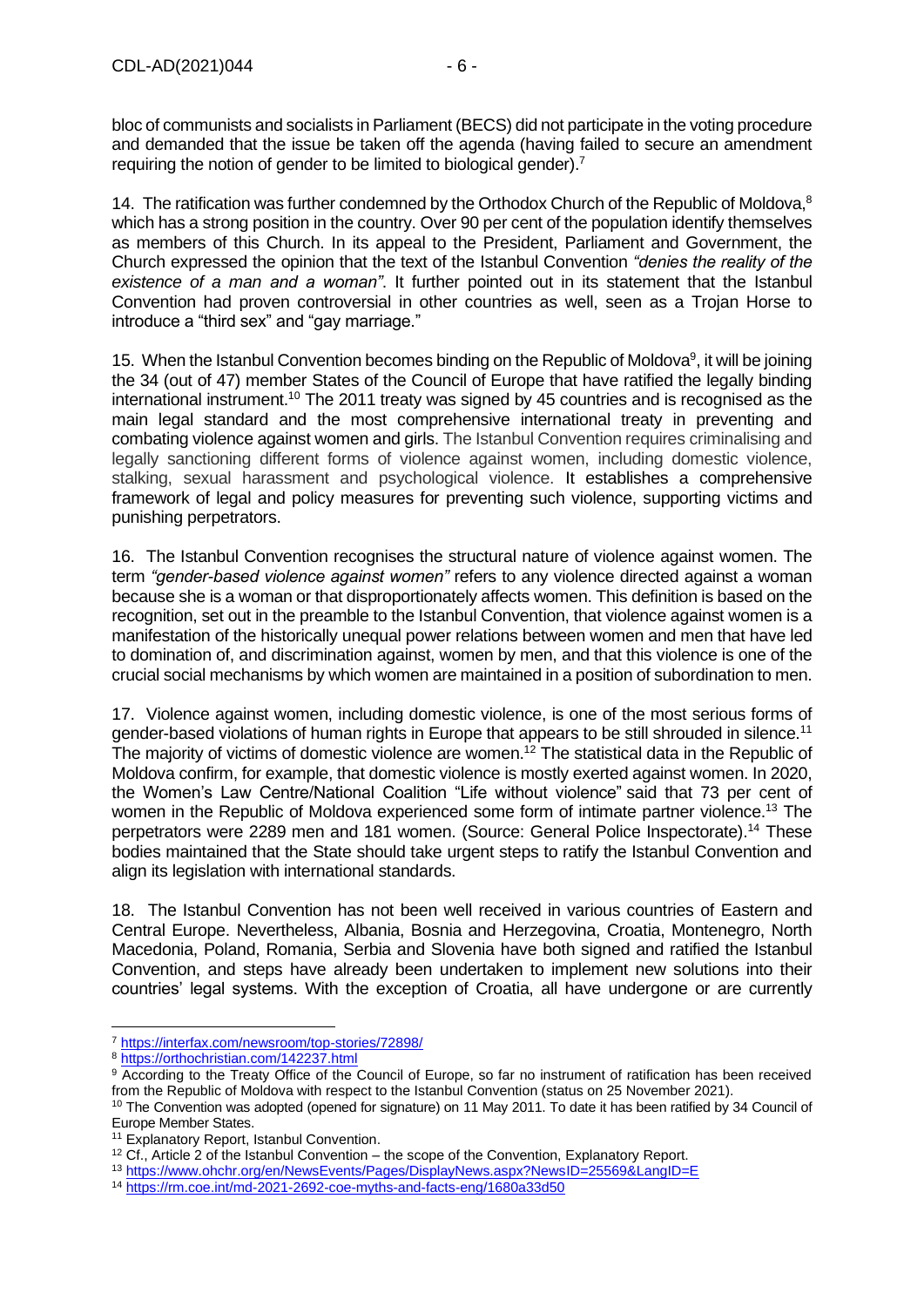bloc of communists and socialists in Parliament (BECS) did not participate in the voting procedure and demanded that the issue be taken off the agenda (having failed to secure an amendment requiring the notion of gender to be limited to biological gender).[7]

14. The ratification was further condemned by the Orthodox Church of the Republic of Moldova,[8] which has a strong position in the country. Over 90 per cent of the population identify themselves as members of this Church. In its appeal to the President, Parliament and Government, the Church expressed the opinion that the text of the Istanbul Convention *"denies the reality of the existence of a man and a woman"*. It further pointed out in its statement that the Istanbul Convention had proven controversial in other countries as well, seen as a Trojan Horse to introduce a "third sex" and "gay marriage."

15. When the Istanbul Convention becomes binding on the Republic of Moldova[9], it will be joining the 34 (out of 47) member States of the Council of Europe that have ratified the legally binding international instrument.[10] The 2011 treaty was signed by 45 countries and is recognised as the main legal standard and the most comprehensive international treaty in preventing and combating violence against women and girls. The Istanbul Convention requires criminalising and legally sanctioning different forms of violence against women, including domestic violence, stalking, sexual harassment and psychological violence. It establishes a comprehensive framework of legal and policy measures for preventing such violence, supporting victims and punishing perpetrators.

16. The Istanbul Convention recognises the structural nature of violence against women. The term *"gender-based violence against women"* refers to any violence directed against a woman because she is a woman or that disproportionately affects women. This definition is based on the recognition, set out in the preamble to the Istanbul Convention, that violence against women is a manifestation of the historically unequal power relations between women and men that have led to domination of, and discrimination against, women by men, and that this violence is one of the crucial social mechanisms by which women are maintained in a position of subordination to men.

17. Violence against women, including domestic violence, is one of the most serious forms of gender-based violations of human rights in Europe that appears to be still shrouded in silence.[11] The majority of victims of domestic violence are women.[12] The statistical data in the Republic of Moldova confirm, for example, that domestic violence is mostly exerted against women. In 2020, the Women's Law Centre/National Coalition "Life without violence" said that 73 per cent of women in the Republic of Moldova experienced some form of intimate partner violence.[13] The perpetrators were 2289 men and 181 women. (Source: General Police Inspectorate).[14] These bodies maintained that the State should take urgent steps to ratify the Istanbul Convention and align its legislation with international standards.

18. The Istanbul Convention has not been well received in various countries of Eastern and Central Europe. Nevertheless, Albania, Bosnia and Herzegovina, Croatia, Montenegro, North Macedonia, Poland, Romania, Serbia and Slovenia have both signed and ratified the Istanbul Convention, and steps have already been undertaken to implement new solutions into their countries' legal systems. With the exception of Croatia, all have undergone or are currently

---

[7] https://interfax.com/newsroom/top-stories/72898/

[8] https://orthochristian.com/142237.html

[9] According to the Treaty Office of the Council of Europe, so far no instrument of ratification has been received from the Republic of Moldova with respect to the Istanbul Convention (status on 25 November 2021).

[10] The Convention was adopted (opened for signature) on 11 May 2011. To date it has been ratified by 34 Council of Europe Member States.

[11] Explanatory Report, Istanbul Convention.

[12] Cf., Article 2 of the Istanbul Convention – the scope of the Convention, Explanatory Report.

[13] https://www.ohchr.org/en/NewsEvents/Pages/DisplayNews.aspx?NewsID=25569&LangID=E

[14] https://rm.coe.int/md-2021-2692-coe-myths-and-facts-eng/1680a33d50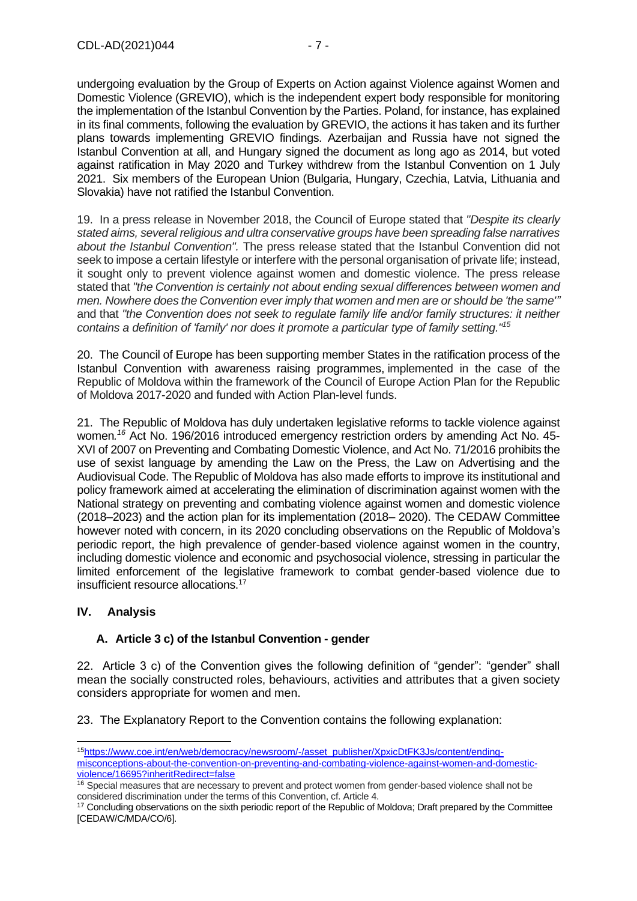undergoing evaluation by the Group of Experts on Action against Violence against Women and Domestic Violence (GREVIO), which is the independent expert body responsible for monitoring the implementation of the Istanbul Convention by the Parties. Poland, for instance, has explained in its final comments, following the evaluation by GREVIO, the actions it has taken and its further plans towards implementing GREVIO findings. Azerbaijan and Russia have not signed the Istanbul Convention at all, and Hungary signed the document as long ago as 2014, but voted against ratification in May 2020 and Turkey withdrew from the Istanbul Convention on 1 July 2021. Six members of the European Union (Bulgaria, Hungary, Czechia, Latvia, Lithuania and Slovakia) have not ratified the Istanbul Convention.

19. In a press release in November 2018, the Council of Europe stated that *"Despite its clearly stated aims, several religious and ultra conservative groups have been spreading false narratives about the Istanbul Convention".* The press release stated that the Istanbul Convention did not seek to impose a certain lifestyle or interfere with the personal organisation of private life; instead, it sought only to prevent violence against women and domestic violence. The press release stated that *"the Convention is certainly not about ending sexual differences between women and men. Nowhere does the Convention ever imply that women and men are or should be 'the same'"* and that *"the Convention does not seek to regulate family life and/or family structures: it neither contains a definition of 'family' nor does it promote a particular type of family setting."*[15]

20. The Council of Europe has been supporting member States in the ratification process of the Istanbul Convention with awareness raising programmes, implemented in the case of the Republic of Moldova within the framework of the Council of Europe Action Plan for the Republic of Moldova 2017-2020 and funded with Action Plan-level funds.

21. The Republic of Moldova has duly undertaken legislative reforms to tackle violence against women.[16] Act No. 196/2016 introduced emergency restriction orders by amending Act No. 45-XVI of 2007 on Preventing and Combating Domestic Violence, and Act No. 71/2016 prohibits the use of sexist language by amending the Law on the Press, the Law on Advertising and the Audiovisual Code. The Republic of Moldova has also made efforts to improve its institutional and policy framework aimed at accelerating the elimination of discrimination against women with the National strategy on preventing and combating violence against women and domestic violence (2018–2023) and the action plan for its implementation (2018– 2020). The CEDAW Committee however noted with concern, in its 2020 concluding observations on the Republic of Moldova's periodic report, the high prevalence of gender-based violence against women in the country, including domestic violence and economic and psychosocial violence, stressing in particular the limited enforcement of the legislative framework to combat gender-based violence due to insufficient resource allocations.[17]

## IV. Analysis

### A. Article 3 c) of the Istanbul Convention - gender

22. Article 3 c) of the Convention gives the following definition of "gender": "gender" shall mean the socially constructed roles, behaviours, activities and attributes that a given society considers appropriate for women and men.

23. The Explanatory Report to the Convention contains the following explanation:

---

[15] https://www.coe.int/en/web/democracy/newsroom/-/asset_publisher/XpxicDtFK3Js/content/ending-misconceptions-about-the-convention-on-preventing-and-combating-violence-against-women-and-domestic-violence/16695?inheritRedirect=false

[16] Special measures that are necessary to prevent and protect women from gender-based violence shall not be considered discrimination under the terms of this Convention, cf. Article 4.

[17] Concluding observations on the sixth periodic report of the Republic of Moldova; Draft prepared by the Committee [CEDAW/C/MDA/CO/6].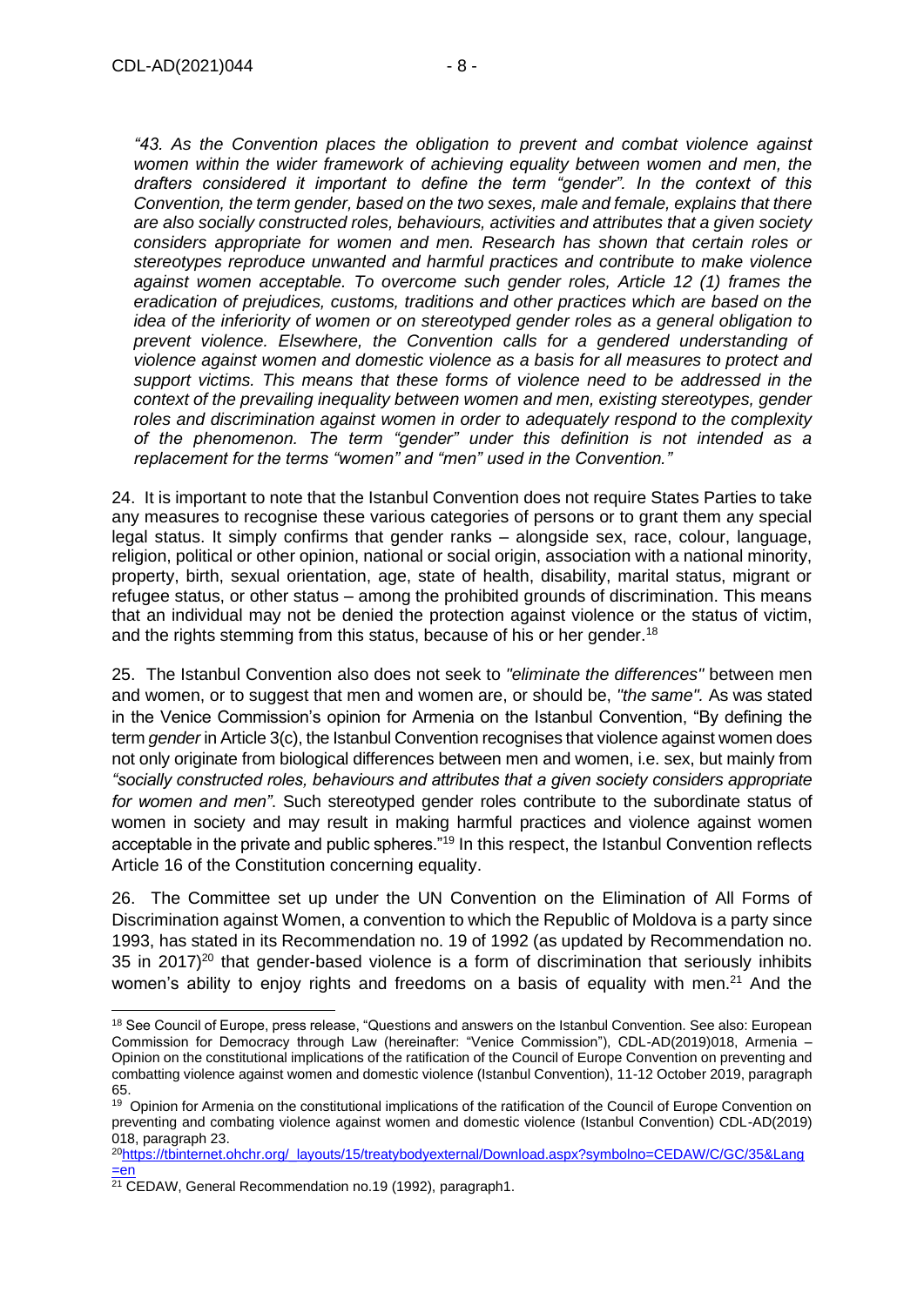*"43. As the Convention places the obligation to prevent and combat violence against women within the wider framework of achieving equality between women and men, the drafters considered it important to define the term "gender". In the context of this Convention, the term gender, based on the two sexes, male and female, explains that there are also socially constructed roles, behaviours, activities and attributes that a given society considers appropriate for women and men. Research has shown that certain roles or stereotypes reproduce unwanted and harmful practices and contribute to make violence against women acceptable. To overcome such gender roles, Article 12 (1) frames the eradication of prejudices, customs, traditions and other practices which are based on the idea of the inferiority of women or on stereotyped gender roles as a general obligation to prevent violence. Elsewhere, the Convention calls for a gendered understanding of violence against women and domestic violence as a basis for all measures to protect and support victims. This means that these forms of violence need to be addressed in the context of the prevailing inequality between women and men, existing stereotypes, gender roles and discrimination against women in order to adequately respond to the complexity of the phenomenon. The term "gender" under this definition is not intended as a replacement for the terms "women" and "men" used in the Convention."*

24. It is important to note that the Istanbul Convention does not require States Parties to take any measures to recognise these various categories of persons or to grant them any special legal status. It simply confirms that gender ranks – alongside sex, race, colour, language, religion, political or other opinion, national or social origin, association with a national minority, property, birth, sexual orientation, age, state of health, disability, marital status, migrant or refugee status, or other status – among the prohibited grounds of discrimination. This means that an individual may not be denied the protection against violence or the status of victim, and the rights stemming from this status, because of his or her gender.[18]

25. The Istanbul Convention also does not seek to *"eliminate the differences"* between men and women, or to suggest that men and women are, or should be, *"the same".* As was stated in the Venice Commission's opinion for Armenia on the Istanbul Convention, "By defining the term *gender* in Article 3(c), the Istanbul Convention recognises that violence against women does not only originate from biological differences between men and women, i.e. sex, but mainly from *"socially constructed roles, behaviours and attributes that a given society considers appropriate for women and men"*. Such stereotyped gender roles contribute to the subordinate status of women in society and may result in making harmful practices and violence against women acceptable in the private and public spheres."[19] In this respect, the Istanbul Convention reflects Article 16 of the Constitution concerning equality.

26. The Committee set up under the UN Convention on the Elimination of All Forms of Discrimination against Women, a convention to which the Republic of Moldova is a party since 1993, has stated in its Recommendation no. 19 of 1992 (as updated by Recommendation no. 35 in 2017)[20] that gender-based violence is a form of discrimination that seriously inhibits women's ability to enjoy rights and freedoms on a basis of equality with men.[21] And the

---

[18] See Council of Europe, press release, "Questions and answers on the Istanbul Convention. See also: European Commission for Democracy through Law (hereinafter: "Venice Commission"), CDL-AD(2019)018, Armenia – Opinion on the constitutional implications of the ratification of the Council of Europe Convention on preventing and combatting violence against women and domestic violence (Istanbul Convention), 11-12 October 2019, paragraph 65.

[19] Opinion for Armenia on the constitutional implications of the ratification of the Council of Europe Convention on preventing and combating violence against women and domestic violence (Istanbul Convention) CDL-AD(2019) 018, paragraph 23.

[20] https://tbinternet.ohchr.org/_layouts/15/treatybodyexternal/Download.aspx?symbolno=CEDAW/C/GC/35&Lang=en

[21] CEDAW, General Recommendation no.19 (1992), paragraph1.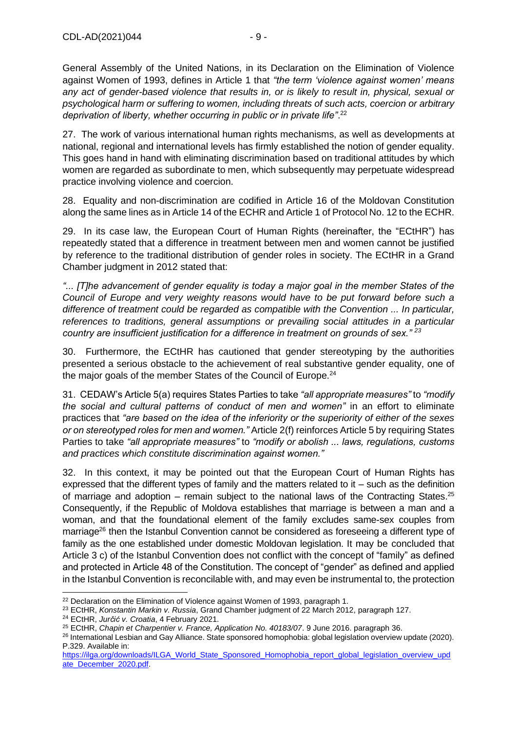General Assembly of the United Nations, in its Declaration on the Elimination of Violence against Women of 1993, defines in Article 1 that *"the term 'violence against women' means any act of gender-based violence that results in, or is likely to result in, physical, sexual or psychological harm or suffering to women, including threats of such acts, coercion or arbitrary deprivation of liberty, whether occurring in public or in private life"*.[22]

27. The work of various international human rights mechanisms, as well as developments at national, regional and international levels has firmly established the notion of gender equality. This goes hand in hand with eliminating discrimination based on traditional attitudes by which women are regarded as subordinate to men, which subsequently may perpetuate widespread practice involving violence and coercion.

28. Equality and non-discrimination are codified in Article 16 of the Moldovan Constitution along the same lines as in Article 14 of the ECHR and Article 1 of Protocol No. 12 to the ECHR.

29. In its case law, the European Court of Human Rights (hereinafter, the "ECtHR") has repeatedly stated that a difference in treatment between men and women cannot be justified by reference to the traditional distribution of gender roles in society. The ECtHR in a Grand Chamber judgment in 2012 stated that:

*"... [T]he advancement of gender equality is today a major goal in the member States of the Council of Europe and very weighty reasons would have to be put forward before such a difference of treatment could be regarded as compatible with the Convention ... In particular, references to traditions, general assumptions or prevailing social attitudes in a particular country are insufficient justification for a difference in treatment on grounds of sex."* [23]

30. Furthermore, the ECtHR has cautioned that gender stereotyping by the authorities presented a serious obstacle to the achievement of real substantive gender equality, one of the major goals of the member States of the Council of Europe.[24]

31. CEDAW's Article 5(a) requires States Parties to take *"all appropriate measures"* to *"modify the social and cultural patterns of conduct of men and women"* in an effort to eliminate practices that *"are based on the idea of the inferiority or the superiority of either of the sexes or on stereotyped roles for men and women."* Article 2(f) reinforces Article 5 by requiring States Parties to take *"all appropriate measures"* to *"modify or abolish ... laws, regulations, customs and practices which constitute discrimination against women."*

32. In this context, it may be pointed out that the European Court of Human Rights has expressed that the different types of family and the matters related to it – such as the definition of marriage and adoption – remain subject to the national laws of the Contracting States.[25] Consequently, if the Republic of Moldova establishes that marriage is between a man and a woman, and that the foundational element of the family excludes same-sex couples from marriage[26] then the Istanbul Convention cannot be considered as foreseeing a different type of family as the one established under domestic Moldovan legislation. It may be concluded that Article 3 c) of the Istanbul Convention does not conflict with the concept of "family" as defined and protected in Article 48 of the Constitution. The concept of "gender" as defined and applied in the Istanbul Convention is reconcilable with, and may even be instrumental to, the protection

---

[22] Declaration on the Elimination of Violence against Women of 1993, paragraph 1.

[23] ECtHR, *Konstantin Markin v. Russia*, Grand Chamber judgment of 22 March 2012, paragraph 127.

[24] ECtHR, *Jurčić v. Croatia*, 4 February 2021.

[25] ECtHR, *Chapin et Charpentier v. France, Application No. 40183/07*. 9 June 2016. paragraph 36.

[26] International Lesbian and Gay Alliance. State sponsored homophobia: global legislation overview update (2020). P.329. Available in: https://ilga.org/downloads/ILGA_World_State_Sponsored_Homophobia_report_global_legislation_overview_update_December_2020.pdf.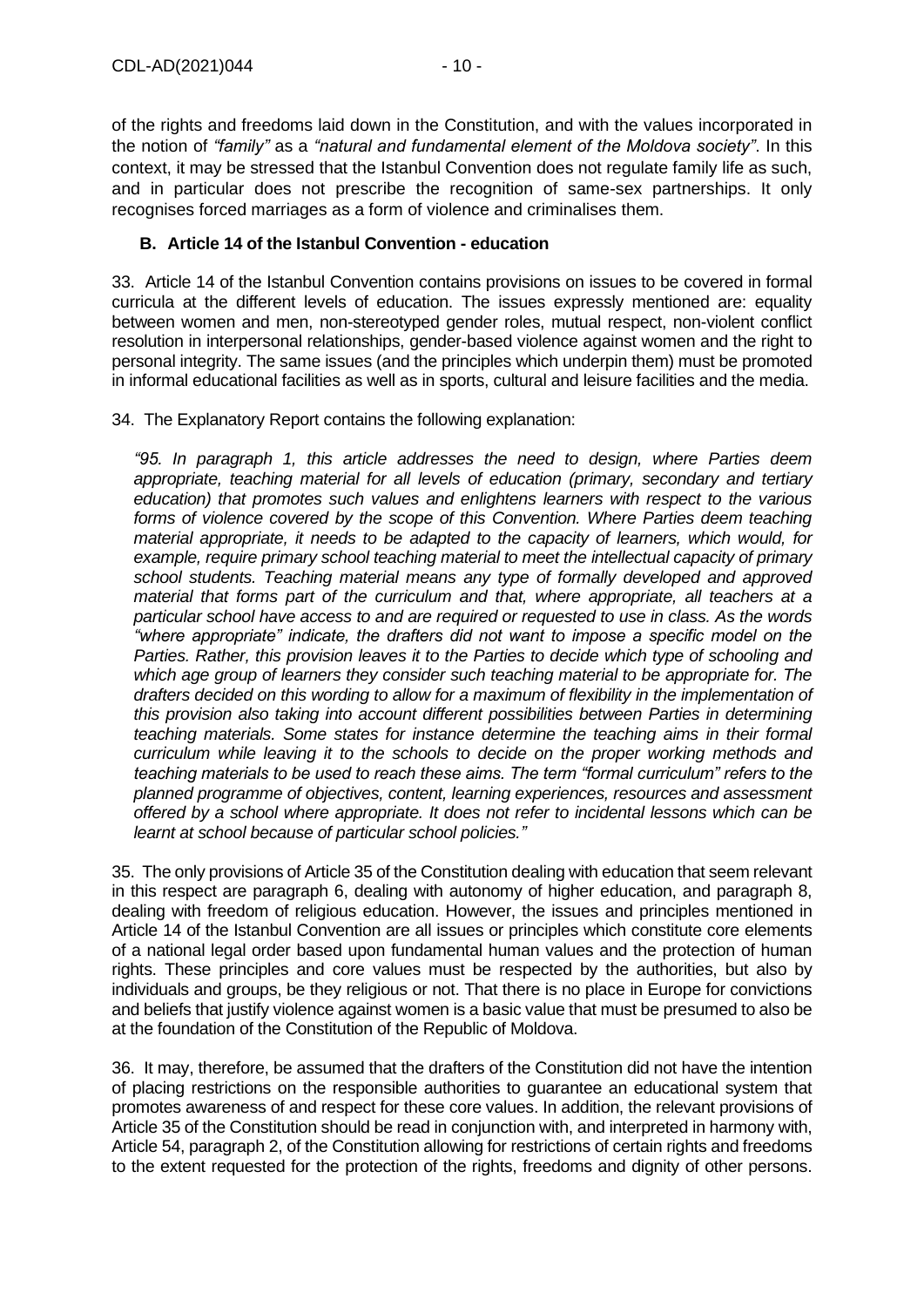of the rights and freedoms laid down in the Constitution, and with the values incorporated in the notion of *"family"* as a *"natural and fundamental element of the Moldova society"*. In this context, it may be stressed that the Istanbul Convention does not regulate family life as such, and in particular does not prescribe the recognition of same-sex partnerships. It only recognises forced marriages as a form of violence and criminalises them.

### B. Article 14 of the Istanbul Convention - education

33. Article 14 of the Istanbul Convention contains provisions on issues to be covered in formal curricula at the different levels of education. The issues expressly mentioned are: equality between women and men, non-stereotyped gender roles, mutual respect, non-violent conflict resolution in interpersonal relationships, gender-based violence against women and the right to personal integrity. The same issues (and the principles which underpin them) must be promoted in informal educational facilities as well as in sports, cultural and leisure facilities and the media.

34. The Explanatory Report contains the following explanation:

*"95. In paragraph 1, this article addresses the need to design, where Parties deem appropriate, teaching material for all levels of education (primary, secondary and tertiary education) that promotes such values and enlightens learners with respect to the various forms of violence covered by the scope of this Convention. Where Parties deem teaching material appropriate, it needs to be adapted to the capacity of learners, which would, for example, require primary school teaching material to meet the intellectual capacity of primary school students. Teaching material means any type of formally developed and approved material that forms part of the curriculum and that, where appropriate, all teachers at a particular school have access to and are required or requested to use in class. As the words "where appropriate" indicate, the drafters did not want to impose a specific model on the Parties. Rather, this provision leaves it to the Parties to decide which type of schooling and which age group of learners they consider such teaching material to be appropriate for. The drafters decided on this wording to allow for a maximum of flexibility in the implementation of this provision also taking into account different possibilities between Parties in determining teaching materials. Some states for instance determine the teaching aims in their formal curriculum while leaving it to the schools to decide on the proper working methods and teaching materials to be used to reach these aims. The term "formal curriculum" refers to the planned programme of objectives, content, learning experiences, resources and assessment offered by a school where appropriate. It does not refer to incidental lessons which can be learnt at school because of particular school policies."*

35. The only provisions of Article 35 of the Constitution dealing with education that seem relevant in this respect are paragraph 6, dealing with autonomy of higher education, and paragraph 8, dealing with freedom of religious education. However, the issues and principles mentioned in Article 14 of the Istanbul Convention are all issues or principles which constitute core elements of a national legal order based upon fundamental human values and the protection of human rights. These principles and core values must be respected by the authorities, but also by individuals and groups, be they religious or not. That there is no place in Europe for convictions and beliefs that justify violence against women is a basic value that must be presumed to also be at the foundation of the Constitution of the Republic of Moldova.

36. It may, therefore, be assumed that the drafters of the Constitution did not have the intention of placing restrictions on the responsible authorities to guarantee an educational system that promotes awareness of and respect for these core values. In addition, the relevant provisions of Article 35 of the Constitution should be read in conjunction with, and interpreted in harmony with, Article 54, paragraph 2, of the Constitution allowing for restrictions of certain rights and freedoms to the extent requested for the protection of the rights, freedoms and dignity of other persons.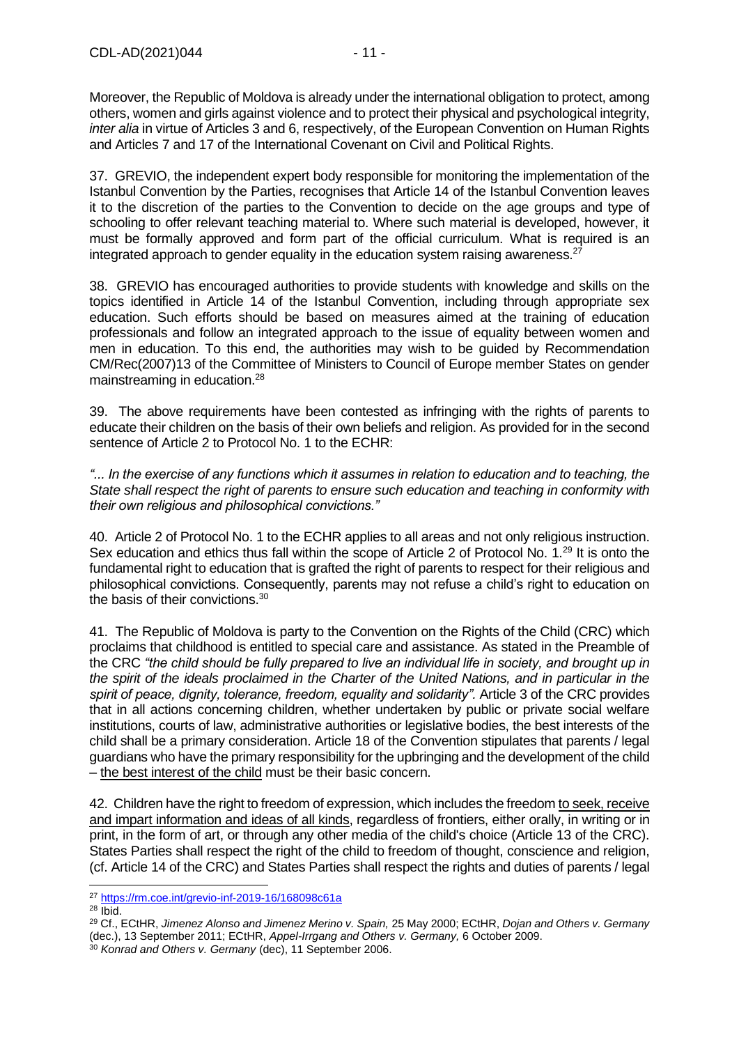Moreover, the Republic of Moldova is already under the international obligation to protect, among others, women and girls against violence and to protect their physical and psychological integrity, *inter alia* in virtue of Articles 3 and 6, respectively, of the European Convention on Human Rights and Articles 7 and 17 of the International Covenant on Civil and Political Rights.

37. GREVIO, the independent expert body responsible for monitoring the implementation of the Istanbul Convention by the Parties, recognises that Article 14 of the Istanbul Convention leaves it to the discretion of the parties to the Convention to decide on the age groups and type of schooling to offer relevant teaching material to. Where such material is developed, however, it must be formally approved and form part of the official curriculum. What is required is an integrated approach to gender equality in the education system raising awareness.[27]

38. GREVIO has encouraged authorities to provide students with knowledge and skills on the topics identified in Article 14 of the Istanbul Convention, including through appropriate sex education. Such efforts should be based on measures aimed at the training of education professionals and follow an integrated approach to the issue of equality between women and men in education. To this end, the authorities may wish to be guided by Recommendation CM/Rec(2007)13 of the Committee of Ministers to Council of Europe member States on gender mainstreaming in education.[28]

39. The above requirements have been contested as infringing with the rights of parents to educate their children on the basis of their own beliefs and religion. As provided for in the second sentence of Article 2 to Protocol No. 1 to the ECHR:

*"... In the exercise of any functions which it assumes in relation to education and to teaching, the State shall respect the right of parents to ensure such education and teaching in conformity with their own religious and philosophical convictions."*

40. Article 2 of Protocol No. 1 to the ECHR applies to all areas and not only religious instruction. Sex education and ethics thus fall within the scope of Article 2 of Protocol No. 1.[29] It is onto the fundamental right to education that is grafted the right of parents to respect for their religious and philosophical convictions. Consequently, parents may not refuse a child's right to education on the basis of their convictions.[30]

41. The Republic of Moldova is party to the Convention on the Rights of the Child (CRC) which proclaims that childhood is entitled to special care and assistance. As stated in the Preamble of the CRC *"the child should be fully prepared to live an individual life in society, and brought up in the spirit of the ideals proclaimed in the Charter of the United Nations, and in particular in the spirit of peace, dignity, tolerance, freedom, equality and solidarity".* Article 3 of the CRC provides that in all actions concerning children, whether undertaken by public or private social welfare institutions, courts of law, administrative authorities or legislative bodies, the best interests of the child shall be a primary consideration. Article 18 of the Convention stipulates that parents / legal guardians who have the primary responsibility for the upbringing and the development of the child – <u>the best interest of the child</u> must be their basic concern.

42. Children have the right to freedom of expression, which includes the freedom <u>to seek, receive and impart information and ideas of all kinds</u>, regardless of frontiers, either orally, in writing or in print, in the form of art, or through any other media of the child's choice (Article 13 of the CRC). States Parties shall respect the right of the child to freedom of thought, conscience and religion, (cf. Article 14 of the CRC) and States Parties shall respect the rights and duties of parents / legal

---

[27] https://rm.coe.int/grevio-inf-2019-16/168098c61a

[28] Ibid.

[29] Cf., ECtHR, *Jimenez Alonso and Jimenez Merino v. Spain,* 25 May 2000; ECtHR, *Dojan and Others v. Germany* (dec.), 13 September 2011; ECtHR, *Appel-Irrgang and Others v. Germany,* 6 October 2009.

[30] *Konrad and Others v. Germany* (dec), 11 September 2006.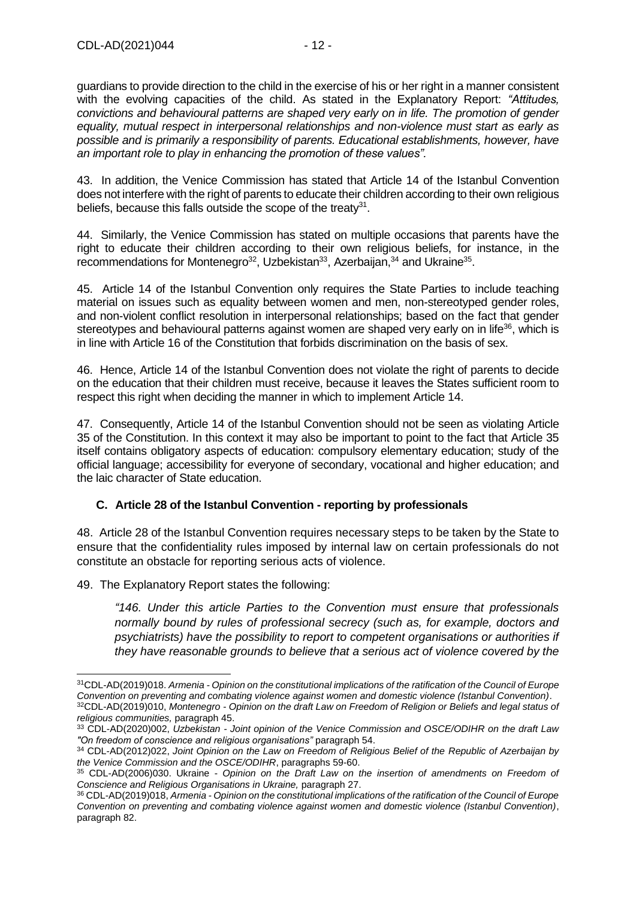guardians to provide direction to the child in the exercise of his or her right in a manner consistent with the evolving capacities of the child. As stated in the Explanatory Report: *"Attitudes, convictions and behavioural patterns are shaped very early on in life. The promotion of gender equality, mutual respect in interpersonal relationships and non-violence must start as early as possible and is primarily a responsibility of parents. Educational establishments, however, have an important role to play in enhancing the promotion of these values".*

43. In addition, the Venice Commission has stated that Article 14 of the Istanbul Convention does not interfere with the right of parents to educate their children according to their own religious beliefs, because this falls outside the scope of the treaty[31].

44. Similarly, the Venice Commission has stated on multiple occasions that parents have the right to educate their children according to their own religious beliefs, for instance, in the recommendations for Montenegro[32], Uzbekistan[33], Azerbaijan,[34] and Ukraine[35].

45. Article 14 of the Istanbul Convention only requires the State Parties to include teaching material on issues such as equality between women and men, non-stereotyped gender roles, and non-violent conflict resolution in interpersonal relationships; based on the fact that gender stereotypes and behavioural patterns against women are shaped very early on in life[36], which is in line with Article 16 of the Constitution that forbids discrimination on the basis of sex.

46. Hence, Article 14 of the Istanbul Convention does not violate the right of parents to decide on the education that their children must receive, because it leaves the States sufficient room to respect this right when deciding the manner in which to implement Article 14.

47. Consequently, Article 14 of the Istanbul Convention should not be seen as violating Article 35 of the Constitution. In this context it may also be important to point to the fact that Article 35 itself contains obligatory aspects of education: compulsory elementary education; study of the official language; accessibility for everyone of secondary, vocational and higher education; and the laic character of State education.

### C. Article 28 of the Istanbul Convention - reporting by professionals

48. Article 28 of the Istanbul Convention requires necessary steps to be taken by the State to ensure that the confidentiality rules imposed by internal law on certain professionals do not constitute an obstacle for reporting serious acts of violence.

49. The Explanatory Report states the following:

> *"146. Under this article Parties to the Convention must ensure that professionals normally bound by rules of professional secrecy (such as, for example, doctors and psychiatrists) have the possibility to report to competent organisations or authorities if they have reasonable grounds to believe that a serious act of violence covered by the*

---

[31] CDL-AD(2019)018. *Armenia - Opinion on the constitutional implications of the ratification of the Council of Europe Convention on preventing and combating violence against women and domestic violence (Istanbul Convention)*.

[32] CDL-AD(2019)010, *Montenegro - Opinion on the draft Law on Freedom of Religion or Beliefs and legal status of religious communities,* paragraph 45.

[33] CDL-AD(2020)002, *Uzbekistan - Joint opinion of the Venice Commission and OSCE/ODIHR on the draft Law "On freedom of conscience and religious organisations"* paragraph 54.

[34] CDL-AD(2012)022, *Joint Opinion on the Law on Freedom of Religious Belief of the Republic of Azerbaijan by the Venice Commission and the OSCE/ODIHR*, paragraphs 59-60.

[35] CDL-AD(2006)030. Ukraine - *Opinion on the Draft Law on the insertion of amendments on Freedom of Conscience and Religious Organisations in Ukraine,* paragraph 27.

[36] CDL-AD(2019)018, *Armenia - Opinion on the constitutional implications of the ratification of the Council of Europe Convention on preventing and combating violence against women and domestic violence (Istanbul Convention)*, paragraph 82.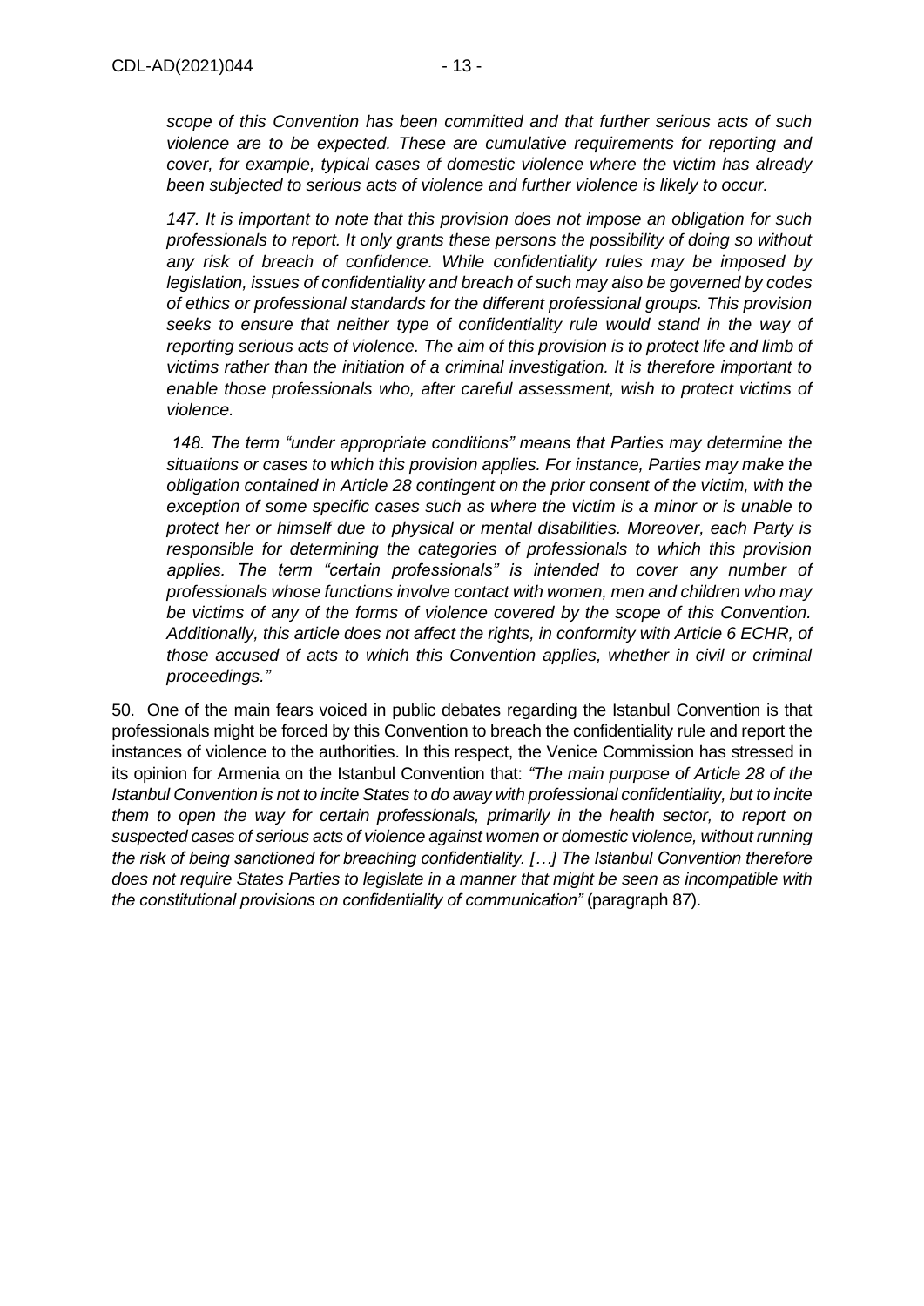*scope of this Convention has been committed and that further serious acts of such violence are to be expected. These are cumulative requirements for reporting and cover, for example, typical cases of domestic violence where the victim has already been subjected to serious acts of violence and further violence is likely to occur.*

*147. It is important to note that this provision does not impose an obligation for such professionals to report. It only grants these persons the possibility of doing so without any risk of breach of confidence. While confidentiality rules may be imposed by legislation, issues of confidentiality and breach of such may also be governed by codes of ethics or professional standards for the different professional groups. This provision seeks to ensure that neither type of confidentiality rule would stand in the way of reporting serious acts of violence. The aim of this provision is to protect life and limb of victims rather than the initiation of a criminal investigation. It is therefore important to enable those professionals who, after careful assessment, wish to protect victims of violence.*

*148. The term "under appropriate conditions" means that Parties may determine the situations or cases to which this provision applies. For instance, Parties may make the obligation contained in Article 28 contingent on the prior consent of the victim, with the exception of some specific cases such as where the victim is a minor or is unable to protect her or himself due to physical or mental disabilities. Moreover, each Party is responsible for determining the categories of professionals to which this provision applies. The term "certain professionals" is intended to cover any number of professionals whose functions involve contact with women, men and children who may be victims of any of the forms of violence covered by the scope of this Convention. Additionally, this article does not affect the rights, in conformity with Article 6 ECHR, of those accused of acts to which this Convention applies, whether in civil or criminal proceedings."*

50. One of the main fears voiced in public debates regarding the Istanbul Convention is that professionals might be forced by this Convention to breach the confidentiality rule and report the instances of violence to the authorities. In this respect, the Venice Commission has stressed in its opinion for Armenia on the Istanbul Convention that: *"The main purpose of Article 28 of the Istanbul Convention is not to incite States to do away with professional confidentiality, but to incite them to open the way for certain professionals, primarily in the health sector, to report on suspected cases of serious acts of violence against women or domestic violence, without running the risk of being sanctioned for breaching confidentiality. […] The Istanbul Convention therefore does not require States Parties to legislate in a manner that might be seen as incompatible with the constitutional provisions on confidentiality of communication"* (paragraph 87).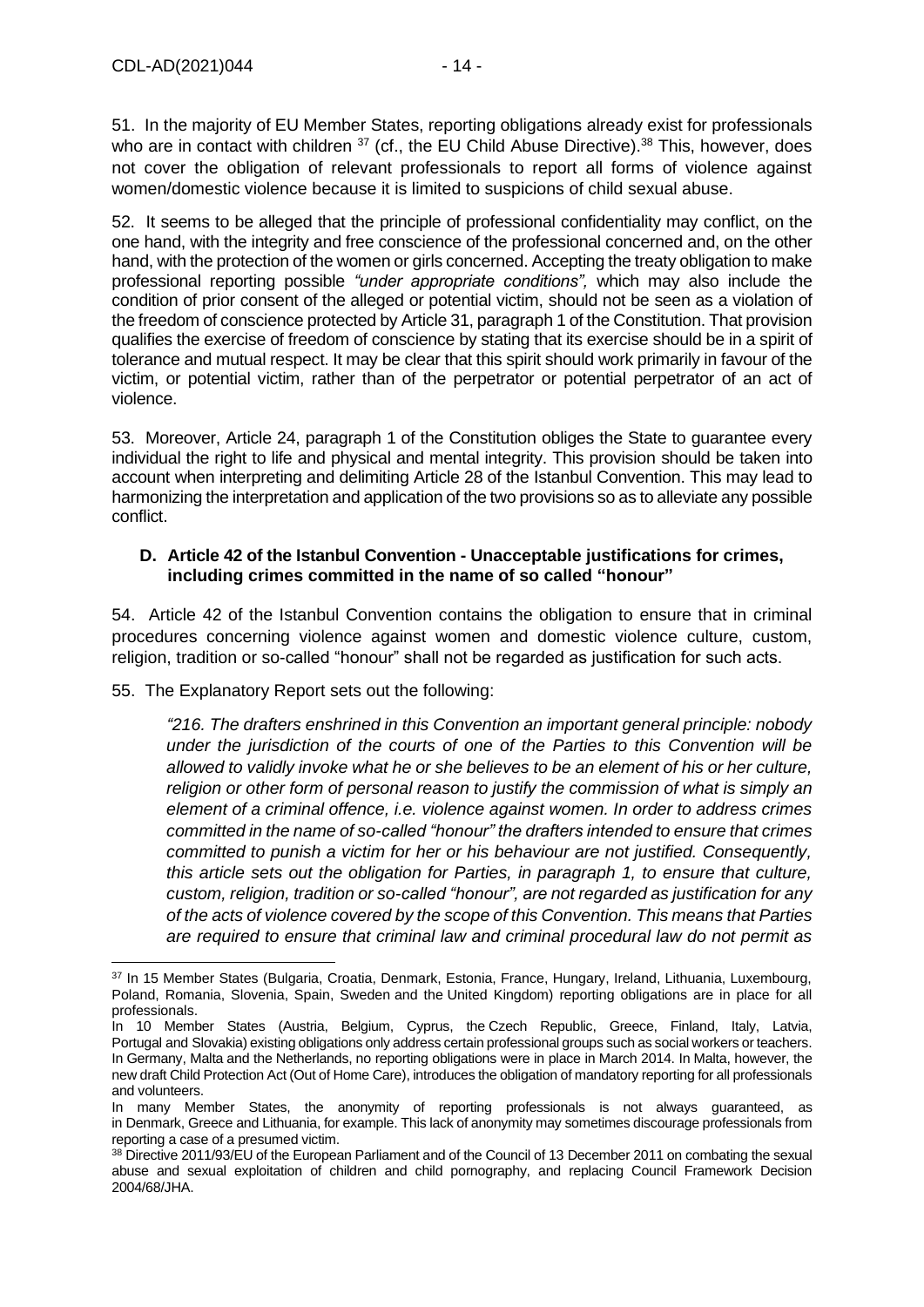51. In the majority of EU Member States, reporting obligations already exist for professionals who are in contact with children [37] (cf., the EU Child Abuse Directive).[38] This, however, does not cover the obligation of relevant professionals to report all forms of violence against women/domestic violence because it is limited to suspicions of child sexual abuse.

52. It seems to be alleged that the principle of professional confidentiality may conflict, on the one hand, with the integrity and free conscience of the professional concerned and, on the other hand, with the protection of the women or girls concerned. Accepting the treaty obligation to make professional reporting possible *"under appropriate conditions",* which may also include the condition of prior consent of the alleged or potential victim, should not be seen as a violation of the freedom of conscience protected by Article 31, paragraph 1 of the Constitution. That provision qualifies the exercise of freedom of conscience by stating that its exercise should be in a spirit of tolerance and mutual respect. It may be clear that this spirit should work primarily in favour of the victim, or potential victim, rather than of the perpetrator or potential perpetrator of an act of violence.

53. Moreover, Article 24, paragraph 1 of the Constitution obliges the State to guarantee every individual the right to life and physical and mental integrity. This provision should be taken into account when interpreting and delimiting Article 28 of the Istanbul Convention. This may lead to harmonizing the interpretation and application of the two provisions so as to alleviate any possible conflict.

### D. Article 42 of the Istanbul Convention - Unacceptable justifications for crimes, including crimes committed in the name of so called "honour"

54. Article 42 of the Istanbul Convention contains the obligation to ensure that in criminal procedures concerning violence against women and domestic violence culture, custom, religion, tradition or so-called "honour" shall not be regarded as justification for such acts.

55. The Explanatory Report sets out the following:

> *"216. The drafters enshrined in this Convention an important general principle: nobody under the jurisdiction of the courts of one of the Parties to this Convention will be allowed to validly invoke what he or she believes to be an element of his or her culture, religion or other form of personal reason to justify the commission of what is simply an element of a criminal offence, i.e. violence against women. In order to address crimes committed in the name of so-called "honour" the drafters intended to ensure that crimes committed to punish a victim for her or his behaviour are not justified. Consequently, this article sets out the obligation for Parties, in paragraph 1, to ensure that culture, custom, religion, tradition or so-called "honour", are not regarded as justification for any of the acts of violence covered by the scope of this Convention. This means that Parties are required to ensure that criminal law and criminal procedural law do not permit as*

---

[37] In 15 Member States (Bulgaria, Croatia, Denmark, Estonia, France, Hungary, Ireland, Lithuania, Luxembourg, Poland, Romania, Slovenia, Spain, Sweden and the United Kingdom) reporting obligations are in place for all professionals.

In 10 Member States (Austria, Belgium, Cyprus, the Czech Republic, Greece, Finland, Italy, Latvia, Portugal and Slovakia) existing obligations only address certain professional groups such as social workers or teachers. In Germany, Malta and the Netherlands, no reporting obligations were in place in March 2014. In Malta, however, the new draft Child Protection Act (Out of Home Care), introduces the obligation of mandatory reporting for all professionals and volunteers.

In many Member States, the anonymity of reporting professionals is not always guaranteed, as in Denmark, Greece and Lithuania, for example. This lack of anonymity may sometimes discourage professionals from reporting a case of a presumed victim.

[38] Directive 2011/93/EU of the European Parliament and of the Council of 13 December 2011 on combating the sexual abuse and sexual exploitation of children and child pornography, and replacing Council Framework Decision 2004/68/JHA.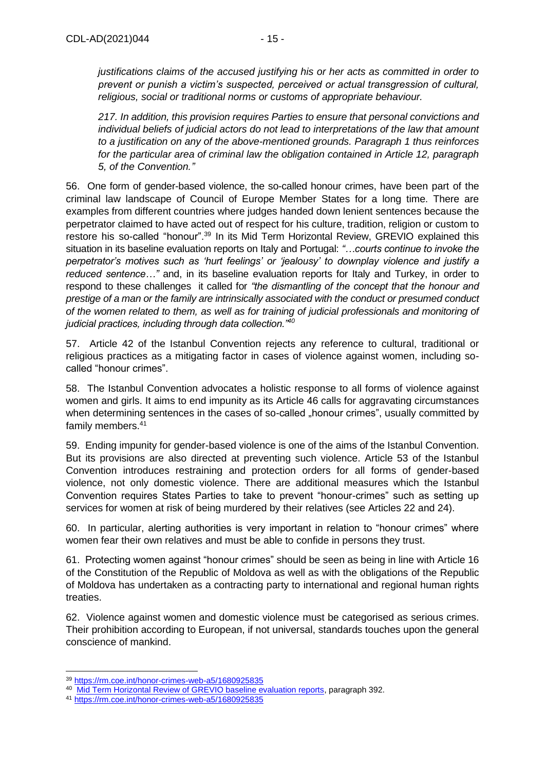*justifications claims of the accused justifying his or her acts as committed in order to prevent or punish a victim's suspected, perceived or actual transgression of cultural, religious, social or traditional norms or customs of appropriate behaviour.*

*217. In addition, this provision requires Parties to ensure that personal convictions and individual beliefs of judicial actors do not lead to interpretations of the law that amount to a justification on any of the above-mentioned grounds. Paragraph 1 thus reinforces for the particular area of criminal law the obligation contained in Article 12, paragraph 5, of the Convention."*

56. One form of gender-based violence, the so-called honour crimes, have been part of the criminal law landscape of Council of Europe Member States for a long time. There are examples from different countries where judges handed down lenient sentences because the perpetrator claimed to have acted out of respect for his culture, tradition, religion or custom to restore his so-called "honour".[39] In its Mid Term Horizontal Review, GREVIO explained this situation in its baseline evaluation reports on Italy and Portugal: *"…courts continue to invoke the perpetrator's motives such as 'hurt feelings' or 'jealousy' to downplay violence and justify a reduced sentence…"* and, in its baseline evaluation reports for Italy and Turkey, in order to respond to these challenges it called for *"the dismantling of the concept that the honour and prestige of a man or the family are intrinsically associated with the conduct or presumed conduct of the women related to them, as well as for training of judicial professionals and monitoring of judicial practices, including through data collection."*[40]

57. Article 42 of the Istanbul Convention rejects any reference to cultural, traditional or religious practices as a mitigating factor in cases of violence against women, including so-called "honour crimes".

58. The Istanbul Convention advocates a holistic response to all forms of violence against women and girls. It aims to end impunity as its Article 46 calls for aggravating circumstances when determining sentences in the cases of so-called „honour crimes", usually committed by family members.[41]

59. Ending impunity for gender-based violence is one of the aims of the Istanbul Convention. But its provisions are also directed at preventing such violence. Article 53 of the Istanbul Convention introduces restraining and protection orders for all forms of gender-based violence, not only domestic violence. There are additional measures which the Istanbul Convention requires States Parties to take to prevent "honour-crimes" such as setting up services for women at risk of being murdered by their relatives (see Articles 22 and 24).

60. In particular, alerting authorities is very important in relation to "honour crimes" where women fear their own relatives and must be able to confide in persons they trust.

61. Protecting women against "honour crimes" should be seen as being in line with Article 16 of the Constitution of the Republic of Moldova as well as with the obligations of the Republic of Moldova has undertaken as a contracting party to international and regional human rights treaties.

62. Violence against women and domestic violence must be categorised as serious crimes. Their prohibition according to European, if not universal, standards touches upon the general conscience of mankind.

---

[39] https://rm.coe.int/honor-crimes-web-a5/1680925835

[40] Mid Term Horizontal Review of GREVIO baseline evaluation reports, paragraph 392.

[41] https://rm.coe.int/honor-crimes-web-a5/1680925835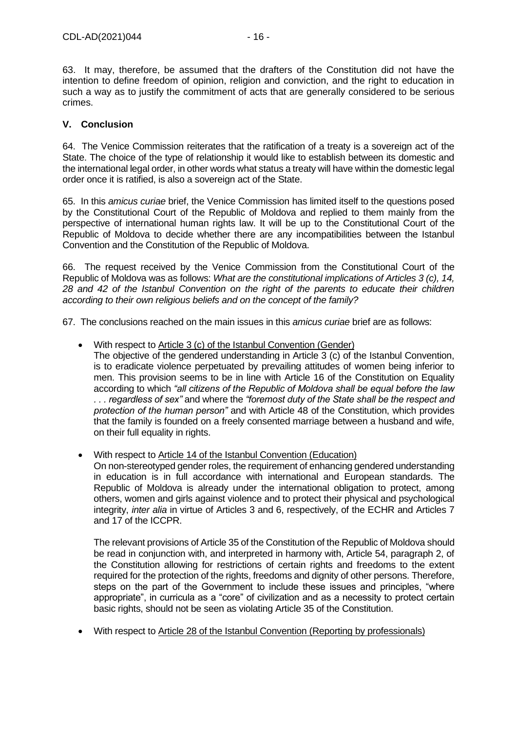63. It may, therefore, be assumed that the drafters of the Constitution did not have the intention to define freedom of opinion, religion and conviction, and the right to education in such a way as to justify the commitment of acts that are generally considered to be serious crimes.

## V. Conclusion

64. The Venice Commission reiterates that the ratification of a treaty is a sovereign act of the State. The choice of the type of relationship it would like to establish between its domestic and the international legal order, in other words what status a treaty will have within the domestic legal order once it is ratified, is also a sovereign act of the State.

65. In this *amicus curiae* brief, the Venice Commission has limited itself to the questions posed by the Constitutional Court of the Republic of Moldova and replied to them mainly from the perspective of international human rights law. It will be up to the Constitutional Court of the Republic of Moldova to decide whether there are any incompatibilities between the Istanbul Convention and the Constitution of the Republic of Moldova.

66. The request received by the Venice Commission from the Constitutional Court of the Republic of Moldova was as follows: *What are the constitutional implications of Articles 3 (c), 14, 28 and 42 of the Istanbul Convention on the right of the parents to educate their children according to their own religious beliefs and on the concept of the family?*

67. The conclusions reached on the main issues in this *amicus curiae* brief are as follows:

- With respect to <u>Article 3 (c) of the Istanbul Convention (Gender)</u>
  The objective of the gendered understanding in Article 3 (c) of the Istanbul Convention, is to eradicate violence perpetuated by prevailing attitudes of women being inferior to men. This provision seems to be in line with Article 16 of the Constitution on Equality according to which *"all citizens of the Republic of Moldova shall be equal before the law . . . regardless of sex"* and where the *"foremost duty of the State shall be the respect and protection of the human person"* and with Article 48 of the Constitution, which provides that the family is founded on a freely consented marriage between a husband and wife, on their full equality in rights.

- With respect to <u>Article 14 of the Istanbul Convention (Education)</u>
  On non-stereotyped gender roles, the requirement of enhancing gendered understanding in education is in full accordance with international and European standards. The Republic of Moldova is already under the international obligation to protect, among others, women and girls against violence and to protect their physical and psychological integrity, *inter alia* in virtue of Articles 3 and 6, respectively, of the ECHR and Articles 7 and 17 of the ICCPR.

  The relevant provisions of Article 35 of the Constitution of the Republic of Moldova should be read in conjunction with, and interpreted in harmony with, Article 54, paragraph 2, of the Constitution allowing for restrictions of certain rights and freedoms to the extent required for the protection of the rights, freedoms and dignity of other persons. Therefore, steps on the part of the Government to include these issues and principles, "where appropriate", in curricula as a "core" of civilization and as a necessity to protect certain basic rights, should not be seen as violating Article 35 of the Constitution.

- With respect to <u>Article 28 of the Istanbul Convention (Reporting by professionals)</u>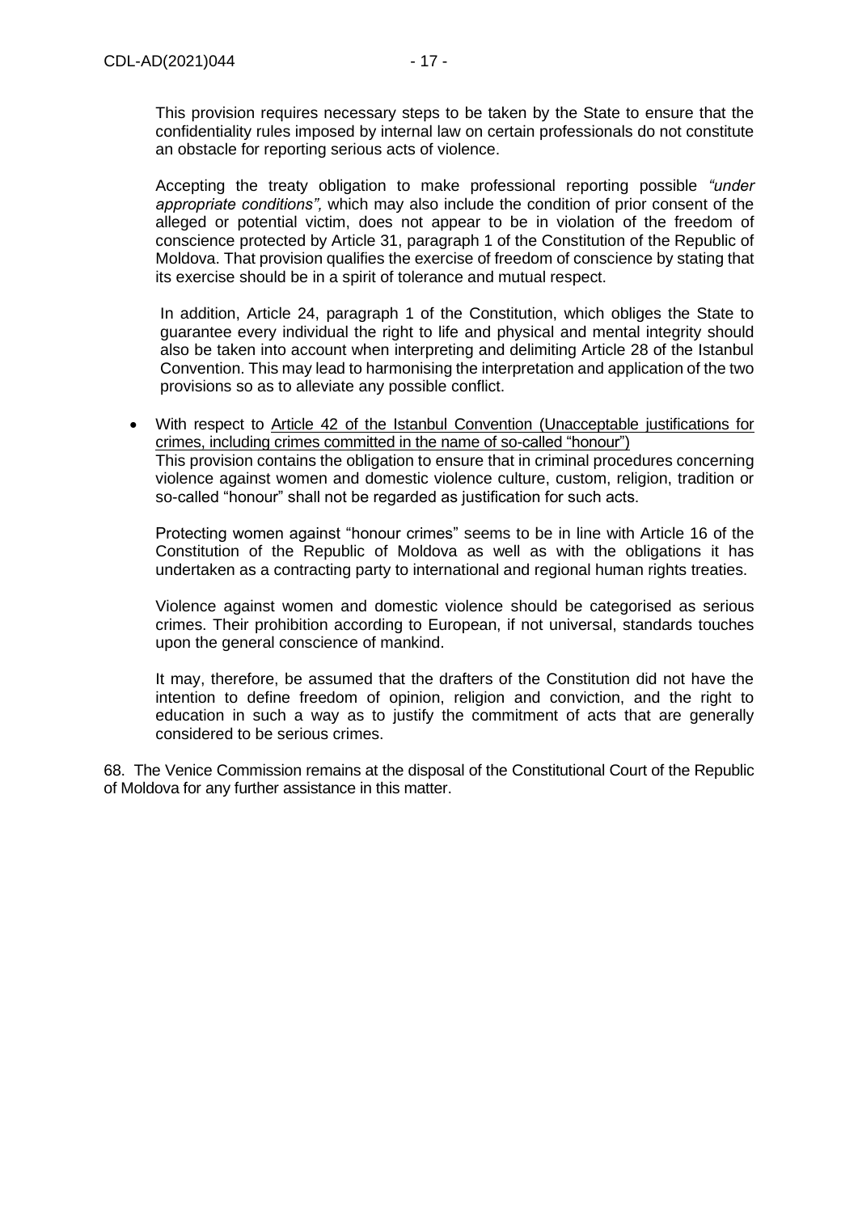This provision requires necessary steps to be taken by the State to ensure that the confidentiality rules imposed by internal law on certain professionals do not constitute an obstacle for reporting serious acts of violence.

Accepting the treaty obligation to make professional reporting possible *"under appropriate conditions",* which may also include the condition of prior consent of the alleged or potential victim, does not appear to be in violation of the freedom of conscience protected by Article 31, paragraph 1 of the Constitution of the Republic of Moldova. That provision qualifies the exercise of freedom of conscience by stating that its exercise should be in a spirit of tolerance and mutual respect.

In addition, Article 24, paragraph 1 of the Constitution, which obliges the State to guarantee every individual the right to life and physical and mental integrity should also be taken into account when interpreting and delimiting Article 28 of the Istanbul Convention. This may lead to harmonising the interpretation and application of the two provisions so as to alleviate any possible conflict.

- With respect to <u>Article 42 of the Istanbul Convention (Unacceptable justifications for crimes, including crimes committed in the name of so-called "honour")</u>
  This provision contains the obligation to ensure that in criminal procedures concerning violence against women and domestic violence culture, custom, religion, tradition or so-called "honour" shall not be regarded as justification for such acts.

  Protecting women against "honour crimes" seems to be in line with Article 16 of the Constitution of the Republic of Moldova as well as with the obligations it has undertaken as a contracting party to international and regional human rights treaties.

  Violence against women and domestic violence should be categorised as serious crimes. Their prohibition according to European, if not universal, standards touches upon the general conscience of mankind.

  It may, therefore, be assumed that the drafters of the Constitution did not have the intention to define freedom of opinion, religion and conviction, and the right to education in such a way as to justify the commitment of acts that are generally considered to be serious crimes.

68. The Venice Commission remains at the disposal of the Constitutional Court of the Republic of Moldova for any further assistance in this matter.